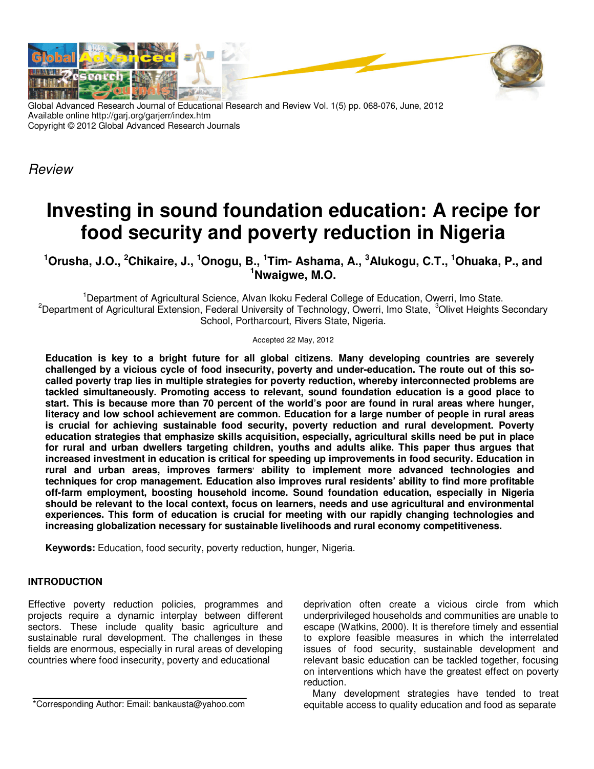Global Advanced Research Journal of Educational Research and Review Vol. 1(5) pp. 068-076, June, 2012
Available online http://garj.org/garjerr/index.htm
Copyright © 2012 Global Advanced Research Journals

*Review*

# Investing in sound foundation education: A recipe for food security and poverty reduction in Nigeria

**[1]Orusha, J.O., [2]Chikaire, J., [1]Onogu, B., [1]Tim- Ashama, A., [3]Alukogu, C.T., [1]Ohuaka, P., and [1]Nwaigwe, M.O.**

[1]Department of Agricultural Science, Alvan Ikoku Federal College of Education, Owerri, Imo State.
[2]Department of Agricultural Extension, Federal University of Technology, Owerri, Imo State, [3]Olivet Heights Secondary School, Portharcourt, Rivers State, Nigeria.

Accepted 22 May, 2012

**Education is key to a bright future for all global citizens. Many developing countries are severely challenged by a vicious cycle of food insecurity, poverty and under-education. The route out of this so-called poverty trap lies in multiple strategies for poverty reduction, whereby interconnected problems are tackled simultaneously. Promoting access to relevant, sound foundation education is a good place to start. This is because more than 70 percent of the world's poor are found in rural areas where hunger, literacy and low school achievement are common. Education for a large number of people in rural areas is crucial for achieving sustainable food security, poverty reduction and rural development. Poverty education strategies that emphasize skills acquisition, especially, agricultural skills need be put in place for rural and urban dwellers targeting children, youths and adults alike. This paper thus argues that increased investment in education is critical for speeding up improvements in food security. Education in rural and urban areas, improves farmers' ability to implement more advanced technologies and techniques for crop management. Education also improves rural residents' ability to find more profitable off-farm employment, boosting household income. Sound foundation education, especially in Nigeria should be relevant to the local context, focus on learners, needs and use agricultural and environmental experiences. This form of education is crucial for meeting with our rapidly changing technologies and increasing globalization necessary for sustainable livelihoods and rural economy competitiveness.**

**Keywords:** Education, food security, poverty reduction, hunger, Nigeria.

## INTRODUCTION

Effective poverty reduction policies, programmes and projects require a dynamic interplay between different sectors. These include quality basic agriculture and sustainable rural development. The challenges in these fields are enormous, especially in rural areas of developing countries where food insecurity, poverty and educational deprivation often create a vicious circle from which underprivileged households and communities are unable to escape (Watkins, 2000). It is therefore timely and essential to explore feasible measures in which the interrelated issues of food security, sustainable development and relevant basic education can be tackled together, focusing on interventions which have the greatest effect on poverty reduction.

Many development strategies have tended to treat equitable access to quality education and food as separate

*Corresponding Author: Email: bankausta@yahoo.com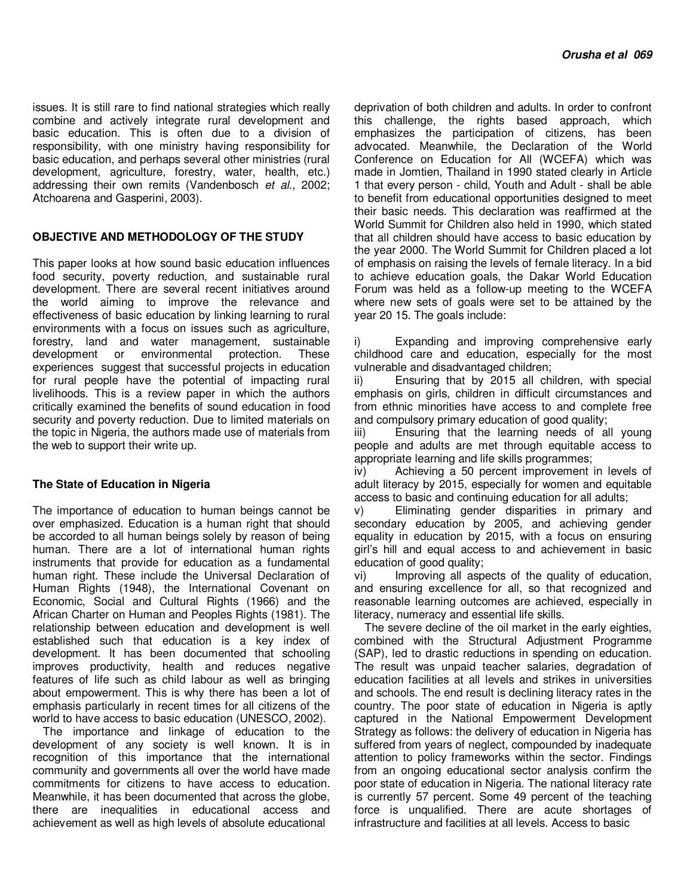issues. It is still rare to find national strategies which really combine and actively integrate rural development and basic education. This is often due to a division of responsibility, with one ministry having responsibility for basic education, and perhaps several other ministries (rural development, agriculture, forestry, water, health, etc.) addressing their own remits (Vandenbosch *et al.,* 2002; Atchoarena and Gasperini, 2003).

## OBJECTIVE AND METHODOLOGY OF THE STUDY

This paper looks at how sound basic education influences food security, poverty reduction, and sustainable rural development. There are several recent initiatives around the world aiming to improve the relevance and effectiveness of basic education by linking learning to rural environments with a focus on issues such as agriculture, forestry, land and water management, sustainable development or environmental protection. These experiences suggest that successful projects in education for rural people have the potential of impacting rural livelihoods. This is a review paper in which the authors critically examined the benefits of sound education in food security and poverty reduction. Due to limited materials on the topic in Nigeria, the authors made use of materials from the web to support their write up.

### The State of Education in Nigeria

The importance of education to human beings cannot be over emphasized. Education is a human right that should be accorded to all human beings solely by reason of being human. There are a lot of international human rights instruments that provide for education as a fundamental human right. These include the Universal Declaration of Human Rights (1948), the International Covenant on Economic, Social and Cultural Rights (1966) and the African Charter on Human and Peoples Rights (1981). The relationship between education and development is well established such that education is a key index of development. It has been documented that schooling improves productivity, health and reduces negative features of life such as child labour as well as bringing about empowerment. This is why there has been a lot of emphasis particularly in recent times for all citizens of the world to have access to basic education (UNESCO, 2002).

The importance and linkage of education to the development of any society is well known. It is in recognition of this importance that the international community and governments all over the world have made commitments for citizens to have access to education. Meanwhile, it has been documented that across the globe, there are inequalities in educational access and achievement as well as high levels of absolute educational deprivation of both children and adults. In order to confront this challenge, the rights based approach, which emphasizes the participation of citizens, has been advocated. Meanwhile, the Declaration of the World Conference on Education for All (WCEFA) which was made in Jomtien, Thailand in 1990 stated clearly in Article 1 that every person - child, Youth and Adult - shall be able to benefit from educational opportunities designed to meet their basic needs. This declaration was reaffirmed at the World Summit for Children also held in 1990, which stated that all children should have access to basic education by the year 2000. The World Summit for Children placed a lot of emphasis on raising the levels of female literacy. In a bid to achieve education goals, the Dakar World Education Forum was held as a follow-up meeting to the WCEFA where new sets of goals were set to be attained by the year 20 15. The goals include:

i) Expanding and improving comprehensive early childhood care and education, especially for the most vulnerable and disadvantaged children;

ii) Ensuring that by 2015 all children, with special emphasis on girls, children in difficult circumstances and from ethnic minorities have access to and complete free and compulsory primary education of good quality;

iii) Ensuring that the learning needs of all young people and adults are met through equitable access to appropriate learning and life skills programmes;

iv) Achieving a 50 percent improvement in levels of adult literacy by 2015, especially for women and equitable access to basic and continuing education for all adults;

v) Eliminating gender disparities in primary and secondary education by 2005, and achieving gender equality in education by 2015, with a focus on ensuring girl's hill and equal access to and achievement in basic education of good quality;

vi) Improving all aspects of the quality of education, and ensuring excellence for all, so that recognized and reasonable learning outcomes are achieved, especially in literacy, numeracy and essential life skills.

The severe decline of the oil market in the early eighties, combined with the Structural Adjustment Programme (SAP), led to drastic reductions in spending on education. The result was unpaid teacher salaries, degradation of education facilities at all levels and strikes in universities and schools. The end result is declining literacy rates in the country. The poor state of education in Nigeria is aptly captured in the National Empowerment Development Strategy as follows: the delivery of education in Nigeria has suffered from years of neglect, compounded by inadequate attention to policy frameworks within the sector. Findings from an ongoing educational sector analysis confirm the poor state of education in Nigeria. The national literacy rate is currently 57 percent. Some 49 percent of the teaching force is unqualified. There are acute shortages of infrastructure and facilities at all levels. Access to basic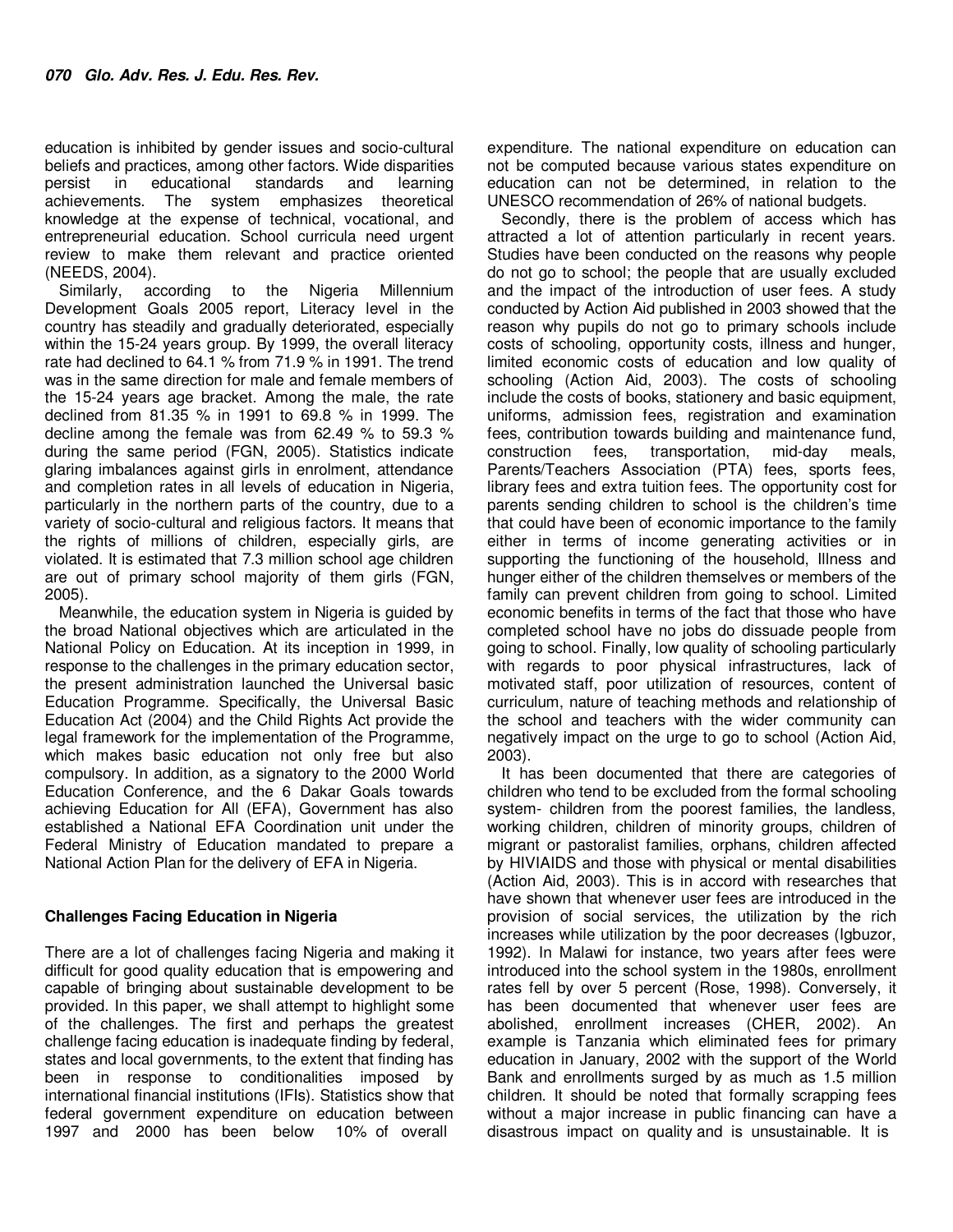education is inhibited by gender issues and socio-cultural beliefs and practices, among other factors. Wide disparities persist in educational standards and learning achievements. The system emphasizes theoretical knowledge at the expense of technical, vocational, and entrepreneurial education. School curricula need urgent review to make them relevant and practice oriented (NEEDS, 2004).

Similarly, according to the Nigeria Millennium Development Goals 2005 report, Literacy level in the country has steadily and gradually deteriorated, especially within the 15-24 years group. By 1999, the overall literacy rate had declined to 64.1 % from 71.9 % in 1991. The trend was in the same direction for male and female members of the 15-24 years age bracket. Among the male, the rate declined from 81.35 % in 1991 to 69.8 % in 1999. The decline among the female was from 62.49 % to 59.3 % during the same period (FGN, 2005). Statistics indicate glaring imbalances against girls in enrolment, attendance and completion rates in all levels of education in Nigeria, particularly in the northern parts of the country, due to a variety of socio-cultural and religious factors. It means that the rights of millions of children, especially girls, are violated. It is estimated that 7.3 million school age children are out of primary school majority of them girls (FGN, 2005).

Meanwhile, the education system in Nigeria is guided by the broad National objectives which are articulated in the National Policy on Education. At its inception in 1999, in response to the challenges in the primary education sector, the present administration launched the Universal basic Education Programme. Specifically, the Universal Basic Education Act (2004) and the Child Rights Act provide the legal framework for the implementation of the Programme, which makes basic education not only free but also compulsory. In addition, as a signatory to the 2000 World Education Conference, and the 6 Dakar Goals towards achieving Education for All (EFA), Government has also established a National EFA Coordination unit under the Federal Ministry of Education mandated to prepare a National Action Plan for the delivery of EFA in Nigeria.

## Challenges Facing Education in Nigeria

There are a lot of challenges facing Nigeria and making it difficult for good quality education that is empowering and capable of bringing about sustainable development to be provided. In this paper, we shall attempt to highlight some of the challenges. The first and perhaps the greatest challenge facing education is inadequate finding by federal, states and local governments, to the extent that finding has been in response to conditionalities imposed by international financial institutions (IFIs). Statistics show that federal government expenditure on education between 1997 and 2000 has been below 10% of overall expenditure. The national expenditure on education can not be computed because various states expenditure on education can not be determined, in relation to the UNESCO recommendation of 26% of national budgets.

Secondly, there is the problem of access which has attracted a lot of attention particularly in recent years. Studies have been conducted on the reasons why people do not go to school; the people that are usually excluded and the impact of the introduction of user fees. A study conducted by Action Aid published in 2003 showed that the reason why pupils do not go to primary schools include costs of schooling, opportunity costs, illness and hunger, limited economic costs of education and low quality of schooling (Action Aid, 2003). The costs of schooling include the costs of books, stationery and basic equipment, uniforms, admission fees, registration and examination fees, contribution towards building and maintenance fund, construction fees, transportation, mid-day meals, Parents/Teachers Association (PTA) fees, sports fees, library fees and extra tuition fees. The opportunity cost for parents sending children to school is the children's time that could have been of economic importance to the family either in terms of income generating activities or in supporting the functioning of the household, Illness and hunger either of the children themselves or members of the family can prevent children from going to school. Limited economic benefits in terms of the fact that those who have completed school have no jobs do dissuade people from going to school. Finally, low quality of schooling particularly with regards to poor physical infrastructures, lack of motivated staff, poor utilization of resources, content of curriculum, nature of teaching methods and relationship of the school and teachers with the wider community can negatively impact on the urge to go to school (Action Aid, 2003).

It has been documented that there are categories of children who tend to be excluded from the formal schooling system- children from the poorest families, the landless, working children, children of minority groups, children of migrant or pastoralist families, orphans, children affected by HIVIAIDS and those with physical or mental disabilities (Action Aid, 2003). This is in accord with researches that have shown that whenever user fees are introduced in the provision of social services, the utilization by the rich increases while utilization by the poor decreases (Igbuzor, 1992). In Malawi for instance, two years after fees were introduced into the school system in the 1980s, enrollment rates fell by over 5 percent (Rose, 1998). Conversely, it has been documented that whenever user fees are abolished, enrollment increases (CHER, 2002). An example is Tanzania which eliminated fees for primary education in January, 2002 with the support of the World Bank and enrollments surged by as much as 1.5 million children. It should be noted that formally scrapping fees without a major increase in public financing can have a disastrous impact on quality and is unsustainable. It is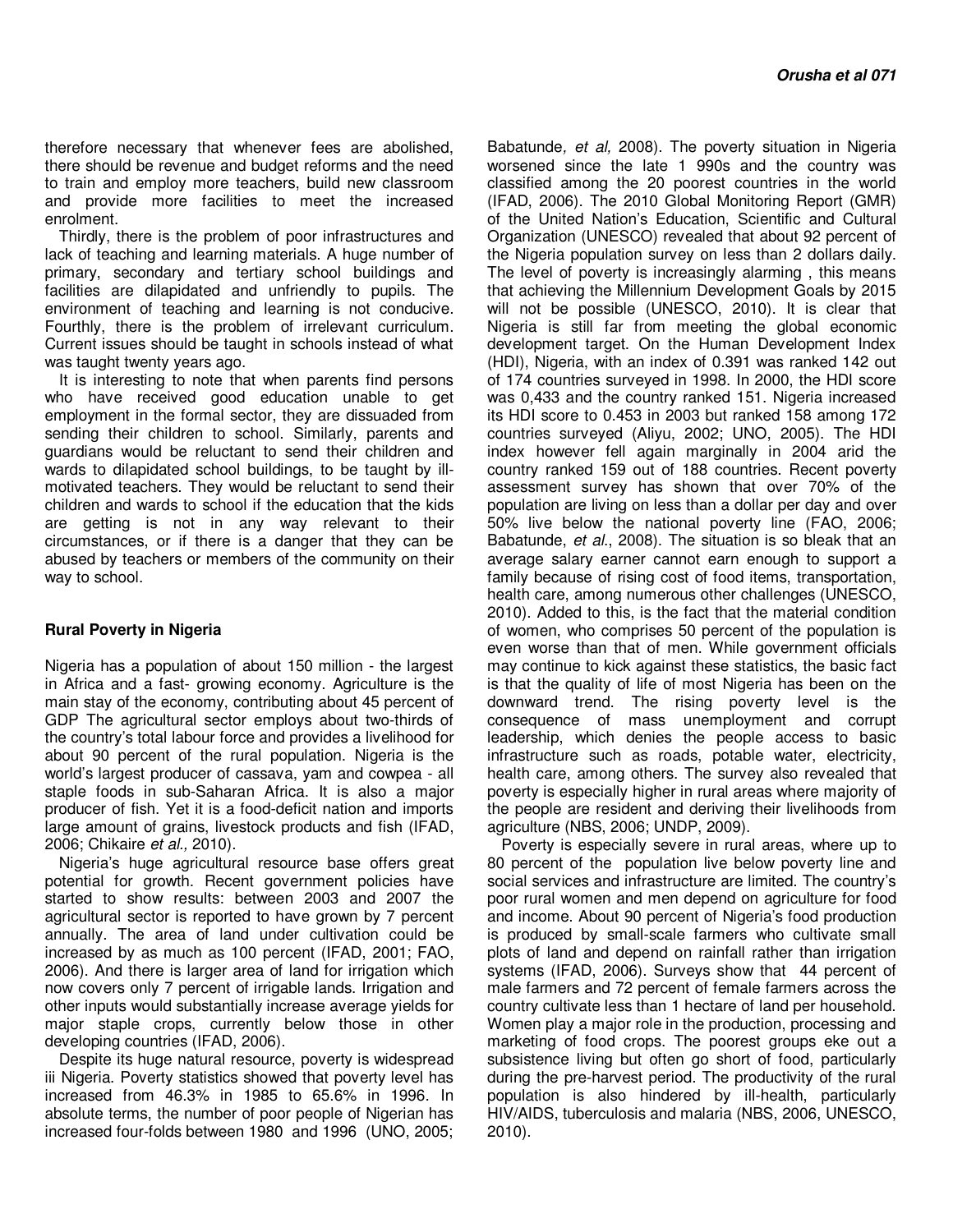therefore necessary that whenever fees are abolished, there should be revenue and budget reforms and the need to train and employ more teachers, build new classroom and provide more facilities to meet the increased enrolment.

Thirdly, there is the problem of poor infrastructures and lack of teaching and learning materials. A huge number of primary, secondary and tertiary school buildings and facilities are dilapidated and unfriendly to pupils. The environment of teaching and learning is not conducive. Fourthly, there is the problem of irrelevant curriculum. Current issues should be taught in schools instead of what was taught twenty years ago.

It is interesting to note that when parents find persons who have received good education unable to get employment in the formal sector, they are dissuaded from sending their children to school. Similarly, parents and guardians would be reluctant to send their children and wards to dilapidated school buildings, to be taught by ill-motivated teachers. They would be reluctant to send their children and wards to school if the education that the kids are getting is not in any way relevant to their circumstances, or if there is a danger that they can be abused by teachers or members of the community on their way to school.

## Rural Poverty in Nigeria

Nigeria has a population of about 150 million - the largest in Africa and a fast- growing economy. Agriculture is the main stay of the economy, contributing about 45 percent of GDP The agricultural sector employs about two-thirds of the country's total labour force and provides a livelihood for about 90 percent of the rural population. Nigeria is the world's largest producer of cassava, yam and cowpea - all staple foods in sub-Saharan Africa. It is also a major producer of fish. Yet it is a food-deficit nation and imports large amount of grains, livestock products and fish (IFAD, 2006; Chikaire *et al.,* 2010).

Nigeria's huge agricultural resource base offers great potential for growth. Recent government policies have started to show results: between 2003 and 2007 the agricultural sector is reported to have grown by 7 percent annually. The area of land under cultivation could be increased by as much as 100 percent (IFAD, 2001; FAO, 2006). And there is larger area of land for irrigation which now covers only 7 percent of irrigable lands. Irrigation and other inputs would substantially increase average yields for major staple crops, currently below those in other developing countries (IFAD, 2006).

Despite its huge natural resource, poverty is widespread iii Nigeria. Poverty statistics showed that poverty level has increased from 46.3% in 1985 to 65.6% in 1996. In absolute terms, the number of poor people of Nigerian has increased four-folds between 1980 and 1996 (UNO, 2005; Babatunde*, et al,* 2008). The poverty situation in Nigeria worsened since the late 1 990s and the country was classified among the 20 poorest countries in the world (IFAD, 2006). The 2010 Global Monitoring Report (GMR) of the United Nation's Education, Scientific and Cultural Organization (UNESCO) revealed that about 92 percent of the Nigeria population survey on less than 2 dollars daily. The level of poverty is increasingly alarming , this means that achieving the Millennium Development Goals by 2015 will not be possible (UNESCO, 2010). It is clear that Nigeria is still far from meeting the global economic development target. On the Human Development Index (HDI), Nigeria, with an index of 0.391 was ranked 142 out of 174 countries surveyed in 1998. In 2000, the HDI score was 0,433 and the country ranked 151. Nigeria increased its HDI score to 0.453 in 2003 but ranked 158 among 172 countries surveyed (Aliyu, 2002; UNO, 2005). The HDI index however fell again marginally in 2004 arid the country ranked 159 out of 188 countries. Recent poverty assessment survey has shown that over 70% of the population are living on less than a dollar per day and over 50% live below the national poverty line (FAO, 2006; Babatunde, *et al*., 2008). The situation is so bleak that an average salary earner cannot earn enough to support a family because of rising cost of food items, transportation, health care, among numerous other challenges (UNESCO, 2010). Added to this, is the fact that the material condition of women, who comprises 50 percent of the population is even worse than that of men. While government officials may continue to kick against these statistics, the basic fact is that the quality of life of most Nigeria has been on the downward trend. The rising poverty level is the consequence of mass unemployment and corrupt leadership, which denies the people access to basic infrastructure such as roads, potable water, electricity, health care, among others. The survey also revealed that poverty is especially higher in rural areas where majority of the people are resident and deriving their livelihoods from agriculture (NBS, 2006; UNDP, 2009).

Poverty is especially severe in rural areas, where up to 80 percent of the population live below poverty line and social services and infrastructure are limited. The country's poor rural women and men depend on agriculture for food and income. About 90 percent of Nigeria's food production is produced by small-scale farmers who cultivate small plots of land and depend on rainfall rather than irrigation systems (IFAD, 2006). Surveys show that 44 percent of male farmers and 72 percent of female farmers across the country cultivate less than 1 hectare of land per household. Women play a major role in the production, processing and marketing of food crops. The poorest groups eke out a subsistence living but often go short of food, particularly during the pre-harvest period. The productivity of the rural population is also hindered by ill-health, particularly HIV/AIDS, tuberculosis and malaria (NBS, 2006, UNESCO, 2010).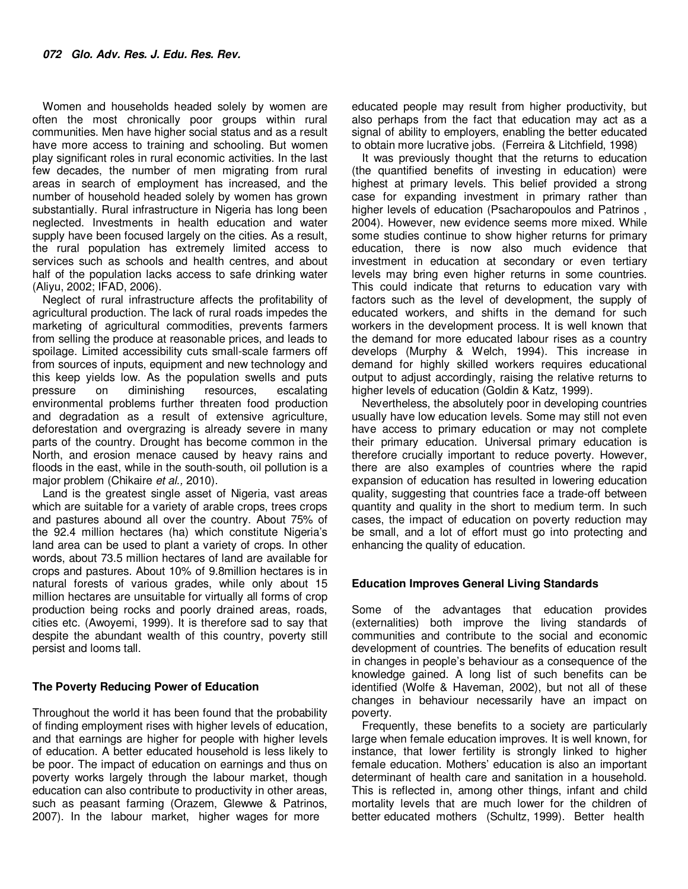Women and households headed solely by women are often the most chronically poor groups within rural communities. Men have higher social status and as a result have more access to training and schooling. But women play significant roles in rural economic activities. In the last few decades, the number of men migrating from rural areas in search of employment has increased, and the number of household headed solely by women has grown substantially. Rural infrastructure in Nigeria has long been neglected. Investments in health education and water supply have been focused largely on the cities. As a result, the rural population has extremely limited access to services such as schools and health centres, and about half of the population lacks access to safe drinking water (Aliyu, 2002; IFAD, 2006).

Neglect of rural infrastructure affects the profitability of agricultural production. The lack of rural roads impedes the marketing of agricultural commodities, prevents farmers from selling the produce at reasonable prices, and leads to spoilage. Limited accessibility cuts small-scale farmers off from sources of inputs, equipment and new technology and this keep yields low. As the population swells and puts pressure on diminishing resources, escalating environmental problems further threaten food production and degradation as a result of extensive agriculture, deforestation and overgrazing is already severe in many parts of the country. Drought has become common in the North, and erosion menace caused by heavy rains and floods in the east, while in the south-south, oil pollution is a major problem (Chikaire *et al.,* 2010).

Land is the greatest single asset of Nigeria, vast areas which are suitable for a variety of arable crops, trees crops and pastures abound all over the country. About 75% of the 92.4 million hectares (ha) which constitute Nigeria's land area can be used to plant a variety of crops. In other words, about 73.5 million hectares of land are available for crops and pastures. About 10% of 9.8million hectares is in natural forests of various grades, while only about 15 million hectares are unsuitable for virtually all forms of crop production being rocks and poorly drained areas, roads, cities etc. (Awoyemi, 1999). It is therefore sad to say that despite the abundant wealth of this country, poverty still persist and looms tall.

### The Poverty Reducing Power of Education

Throughout the world it has been found that the probability of finding employment rises with higher levels of education, and that earnings are higher for people with higher levels of education. A better educated household is less likely to be poor. The impact of education on earnings and thus on poverty works largely through the labour market, though education can also contribute to productivity in other areas, such as peasant farming (Orazem, Glewwe & Patrinos, 2007). In the labour market, higher wages for more educated people may result from higher productivity, but also perhaps from the fact that education may act as a signal of ability to employers, enabling the better educated to obtain more lucrative jobs. (Ferreira & Litchfield, 1998)

It was previously thought that the returns to education (the quantified benefits of investing in education) were highest at primary levels. This belief provided a strong case for expanding investment in primary rather than higher levels of education (Psacharopoulos and Patrinos , 2004). However, new evidence seems more mixed. While some studies continue to show higher returns for primary education, there is now also much evidence that investment in education at secondary or even tertiary levels may bring even higher returns in some countries. This could indicate that returns to education vary with factors such as the level of development, the supply of educated workers, and shifts in the demand for such workers in the development process. It is well known that the demand for more educated labour rises as a country develops (Murphy & Welch, 1994). This increase in demand for highly skilled workers requires educational output to adjust accordingly, raising the relative returns to higher levels of education (Goldin & Katz, 1999).

Nevertheless, the absolutely poor in developing countries usually have low education levels. Some may still not even have access to primary education or may not complete their primary education. Universal primary education is therefore crucially important to reduce poverty. However, there are also examples of countries where the rapid expansion of education has resulted in lowering education quality, suggesting that countries face a trade-off between quantity and quality in the short to medium term. In such cases, the impact of education on poverty reduction may be small, and a lot of effort must go into protecting and enhancing the quality of education.

### Education Improves General Living Standards

Some of the advantages that education provides (externalities) both improve the living standards of communities and contribute to the social and economic development of countries. The benefits of education result in changes in people's behaviour as a consequence of the knowledge gained. A long list of such benefits can be identified (Wolfe & Haveman, 2002), but not all of these changes in behaviour necessarily have an impact on poverty.

Frequently, these benefits to a society are particularly large when female education improves. It is well known, for instance, that lower fertility is strongly linked to higher female education. Mothers' education is also an important determinant of health care and sanitation in a household. This is reflected in, among other things, infant and child mortality levels that are much lower for the children of better educated mothers (Schultz, 1999). Better health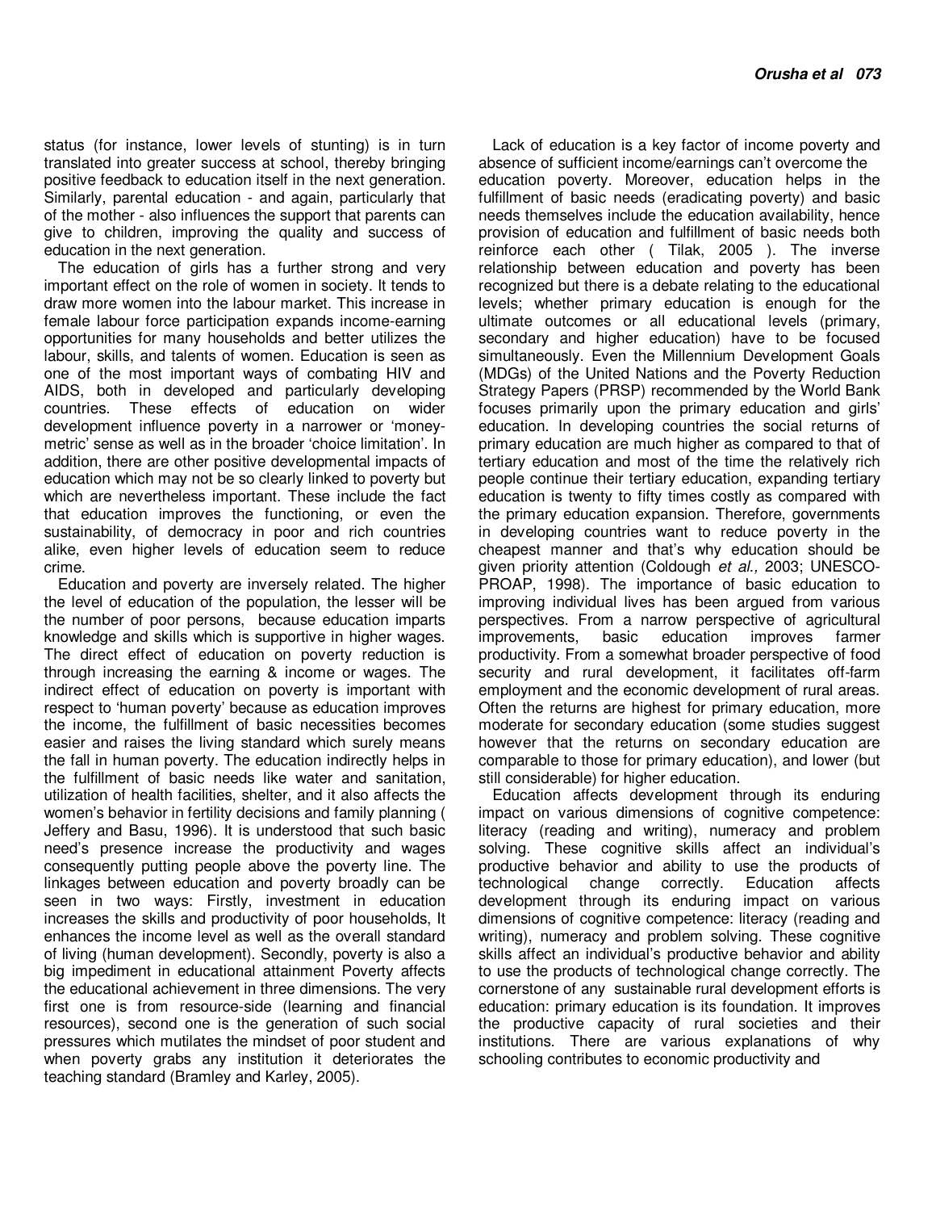status (for instance, lower levels of stunting) is in turn translated into greater success at school, thereby bringing positive feedback to education itself in the next generation. Similarly, parental education - and again, particularly that of the mother - also influences the support that parents can give to children, improving the quality and success of education in the next generation.

The education of girls has a further strong and very important effect on the role of women in society. It tends to draw more women into the labour market. This increase in female labour force participation expands income-earning opportunities for many households and better utilizes the labour, skills, and talents of women. Education is seen as one of the most important ways of combating HIV and AIDS, both in developed and particularly developing countries. These effects of education on wider development influence poverty in a narrower or 'money-metric' sense as well as in the broader 'choice limitation'. In addition, there are other positive developmental impacts of education which may not be so clearly linked to poverty but which are nevertheless important. These include the fact that education improves the functioning, or even the sustainability, of democracy in poor and rich countries alike, even higher levels of education seem to reduce crime.

Education and poverty are inversely related. The higher the level of education of the population, the lesser will be the number of poor persons, because education imparts knowledge and skills which is supportive in higher wages. The direct effect of education on poverty reduction is through increasing the earning & income or wages. The indirect effect of education on poverty is important with respect to 'human poverty' because as education improves the income, the fulfillment of basic necessities becomes easier and raises the living standard which surely means the fall in human poverty. The education indirectly helps in the fulfillment of basic needs like water and sanitation, utilization of health facilities, shelter, and it also affects the women's behavior in fertility decisions and family planning ( Jeffery and Basu, 1996). It is understood that such basic need's presence increase the productivity and wages consequently putting people above the poverty line. The linkages between education and poverty broadly can be seen in two ways: Firstly, investment in education increases the skills and productivity of poor households, It enhances the income level as well as the overall standard of living (human development). Secondly, poverty is also a big impediment in educational attainment Poverty affects the educational achievement in three dimensions. The very first one is from resource-side (learning and financial resources), second one is the generation of such social pressures which mutilates the mindset of poor student and when poverty grabs any institution it deteriorates the teaching standard (Bramley and Karley, 2005).

Lack of education is a key factor of income poverty and absence of sufficient income/earnings can't overcome the education poverty. Moreover, education helps in the fulfillment of basic needs (eradicating poverty) and basic needs themselves include the education availability, hence provision of education and fulfillment of basic needs both reinforce each other ( Tilak, 2005 ). The inverse relationship between education and poverty has been recognized but there is a debate relating to the educational levels; whether primary education is enough for the ultimate outcomes or all educational levels (primary, secondary and higher education) have to be focused simultaneously. Even the Millennium Development Goals (MDGs) of the United Nations and the Poverty Reduction Strategy Papers (PRSP) recommended by the World Bank focuses primarily upon the primary education and girls' education. In developing countries the social returns of primary education are much higher as compared to that of tertiary education and most of the time the relatively rich people continue their tertiary education, expanding tertiary education is twenty to fifty times costly as compared with the primary education expansion. Therefore, governments in developing countries want to reduce poverty in the cheapest manner and that's why education should be given priority attention (Coldough *et al.,* 2003; UNESCO-PROAP, 1998). The importance of basic education to improving individual lives has been argued from various perspectives. From a narrow perspective of agricultural improvements, basic education improves farmer productivity. From a somewhat broader perspective of food security and rural development, it facilitates off-farm employment and the economic development of rural areas. Often the returns are highest for primary education, more moderate for secondary education (some studies suggest however that the returns on secondary education are comparable to those for primary education), and lower (but still considerable) for higher education.

Education affects development through its enduring impact on various dimensions of cognitive competence: literacy (reading and writing), numeracy and problem solving. These cognitive skills affect an individual's productive behavior and ability to use the products of technological change correctly. Education affects development through its enduring impact on various dimensions of cognitive competence: literacy (reading and writing), numeracy and problem solving. These cognitive skills affect an individual's productive behavior and ability to use the products of technological change correctly. The cornerstone of any sustainable rural development efforts is education: primary education is its foundation. It improves the productive capacity of rural societies and their institutions. There are various explanations of why schooling contributes to economic productivity and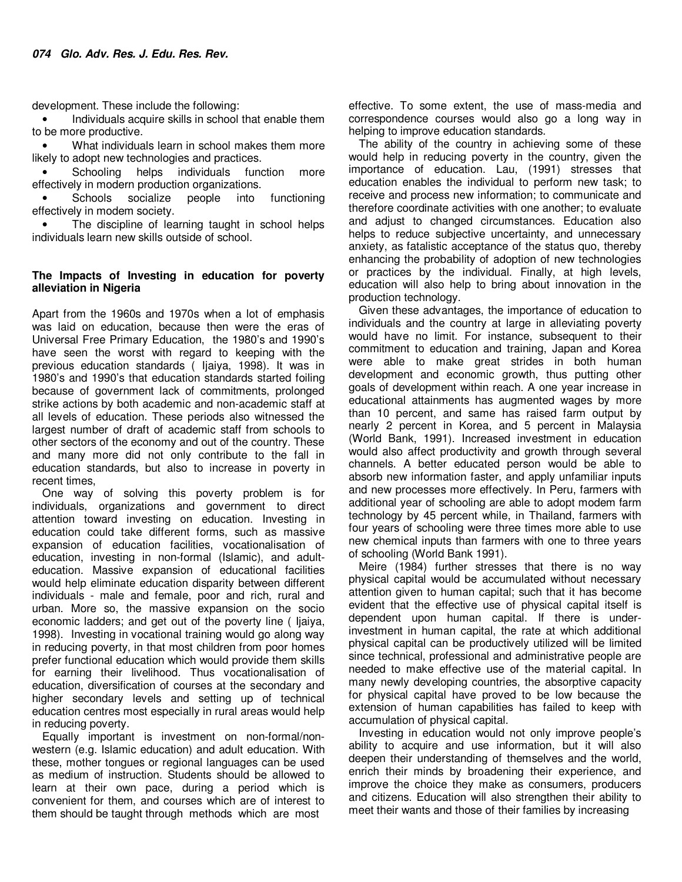development. These include the following:

- Individuals acquire skills in school that enable them to be more productive.
- What individuals learn in school makes them more likely to adopt new technologies and practices.
- Schooling helps individuals function more effectively in modern production organizations.
- Schools socialize people into functioning effectively in modem society.
- The discipline of learning taught in school helps individuals learn new skills outside of school.

**The Impacts of Investing in education for poverty alleviation in Nigeria**

Apart from the 1960s and 1970s when a lot of emphasis was laid on education, because then were the eras of Universal Free Primary Education, the 1980's and 1990's have seen the worst with regard to keeping with the previous education standards ( Ijaiya, 1998). It was in 1980's and 1990's that education standards started foiling because of government lack of commitments, prolonged strike actions by both academic and non-academic staff at all levels of education. These periods also witnessed the largest number of draft of academic staff from schools to other sectors of the economy and out of the country. These and many more did not only contribute to the fall in education standards, but also to increase in poverty in recent times,

One way of solving this poverty problem is for individuals, organizations and government to direct attention toward investing on education. Investing in education could take different forms, such as massive expansion of education facilities, vocationalisation of education, investing in non-formal (Islamic), and adult-education. Massive expansion of educational facilities would help eliminate education disparity between different individuals - male and female, poor and rich, rural and urban. More so, the massive expansion on the socio economic ladders; and get out of the poverty line ( Ijaiya, 1998). Investing in vocational training would go along way in reducing poverty, in that most children from poor homes prefer functional education which would provide them skills for earning their livelihood. Thus vocationalisation of education, diversification of courses at the secondary and higher secondary levels and setting up of technical education centres most especially in rural areas would help in reducing poverty.

Equally important is investment on non-formal/non-western (e.g. Islamic education) and adult education. With these, mother tongues or regional languages can be used as medium of instruction. Students should be allowed to learn at their own pace, during a period which is convenient for them, and courses which are of interest to them should be taught through methods which are most effective. To some extent, the use of mass-media and correspondence courses would also go a long way in helping to improve education standards.

The ability of the country in achieving some of these would help in reducing poverty in the country, given the importance of education. Lau, (1991) stresses that education enables the individual to perform new task; to receive and process new information; to communicate and therefore coordinate activities with one another; to evaluate and adjust to changed circumstances. Education also helps to reduce subjective uncertainty, and unnecessary anxiety, as fatalistic acceptance of the status quo, thereby enhancing the probability of adoption of new technologies or practices by the individual. Finally, at high levels, education will also help to bring about innovation in the production technology.

Given these advantages, the importance of education to individuals and the country at large in alleviating poverty would have no limit. For instance, subsequent to their commitment to education and training, Japan and Korea were able to make great strides in both human development and economic growth, thus putting other goals of development within reach. A one year increase in educational attainments has augmented wages by more than 10 percent, and same has raised farm output by nearly 2 percent in Korea, and 5 percent in Malaysia (World Bank, 1991). Increased investment in education would also affect productivity and growth through several channels. A better educated person would be able to absorb new information faster, and apply unfamiliar inputs and new processes more effectively. In Peru, farmers with additional year of schooling are able to adopt modem farm technology by 45 percent while, in Thailand, farmers with four years of schooling were three times more able to use new chemical inputs than farmers with one to three years of schooling (World Bank 1991).

Meire (1984) further stresses that there is no way physical capital would be accumulated without necessary attention given to human capital; such that it has become evident that the effective use of physical capital itself is dependent upon human capital. If there is under-investment in human capital, the rate at which additional physical capital can be productively utilized will be limited since technical, professional and administrative people are needed to make effective use of the material capital. In many newly developing countries, the absorptive capacity for physical capital have proved to be low because the extension of human capabilities has failed to keep with accumulation of physical capital.

Investing in education would not only improve people's ability to acquire and use information, but it will also deepen their understanding of themselves and the world, enrich their minds by broadening their experience, and improve the choice they make as consumers, producers and citizens. Education will also strengthen their ability to meet their wants and those of their families by increasing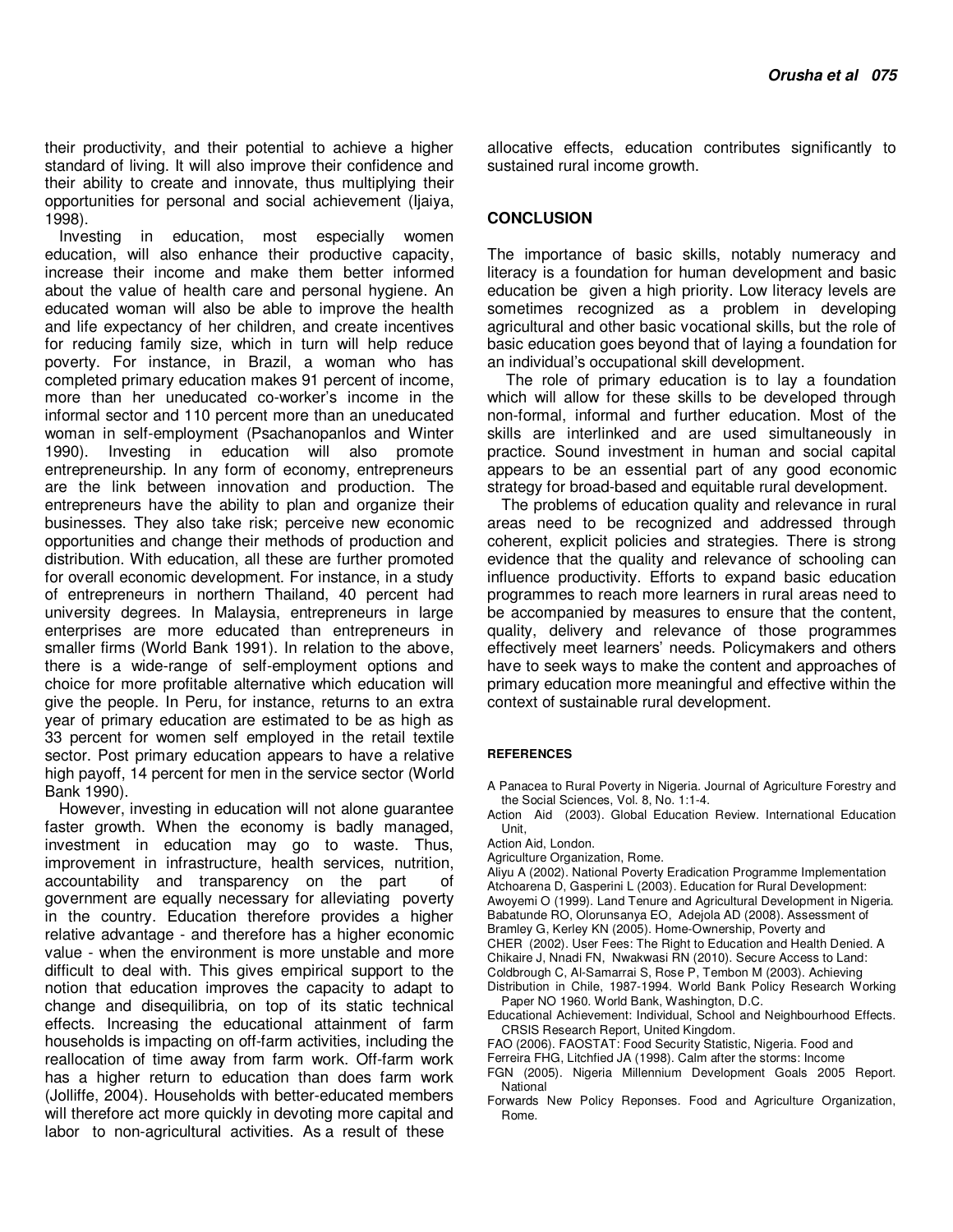their productivity, and their potential to achieve a higher standard of living. It will also improve their confidence and their ability to create and innovate, thus multiplying their opportunities for personal and social achievement (Ijaiya, 1998).

Investing in education, most especially women education, will also enhance their productive capacity, increase their income and make them better informed about the value of health care and personal hygiene. An educated woman will also be able to improve the health and life expectancy of her children, and create incentives for reducing family size, which in turn will help reduce poverty. For instance, in Brazil, a woman who has completed primary education makes 91 percent of income, more than her uneducated co-worker's income in the informal sector and 110 percent more than an uneducated woman in self-employment (Psachanopanlos and Winter 1990). Investing in education will also promote entrepreneurship. In any form of economy, entrepreneurs are the link between innovation and production. The entrepreneurs have the ability to plan and organize their businesses. They also take risk; perceive new economic opportunities and change their methods of production and distribution. With education, all these are further promoted for overall economic development. For instance, in a study of entrepreneurs in northern Thailand, 40 percent had university degrees. In Malaysia, entrepreneurs in large enterprises are more educated than entrepreneurs in smaller firms (World Bank 1991). In relation to the above, there is a wide-range of self-employment options and choice for more profitable alternative which education will give the people. In Peru, for instance, returns to an extra year of primary education are estimated to be as high as 33 percent for women self employed in the retail textile sector. Post primary education appears to have a relative high payoff, 14 percent for men in the service sector (World Bank 1990).

However, investing in education will not alone guarantee faster growth. When the economy is badly managed, investment in education may go to waste. Thus, improvement in infrastructure, health services, nutrition, accountability and transparency on the part of government are equally necessary for alleviating poverty in the country. Education therefore provides a higher relative advantage - and therefore has a higher economic value - when the environment is more unstable and more difficult to deal with. This gives empirical support to the notion that education improves the capacity to adapt to change and disequilibria, on top of its static technical effects. Increasing the educational attainment of farm households is impacting on off-farm activities, including the reallocation of time away from farm work. Off-farm work has a higher return to education than does farm work (Jolliffe, 2004). Households with better-educated members will therefore act more quickly in devoting more capital and labor to non-agricultural activities. As a result of these allocative effects, education contributes significantly to sustained rural income growth.

## CONCLUSION

The importance of basic skills, notably numeracy and literacy is a foundation for human development and basic education be given a high priority. Low literacy levels are sometimes recognized as a problem in developing agricultural and other basic vocational skills, but the role of basic education goes beyond that of laying a foundation for an individual's occupational skill development.

The role of primary education is to lay a foundation which will allow for these skills to be developed through non-formal, informal and further education. Most of the skills are interlinked and are used simultaneously in practice. Sound investment in human and social capital appears to be an essential part of any good economic strategy for broad-based and equitable rural development.

The problems of education quality and relevance in rural areas need to be recognized and addressed through coherent, explicit policies and strategies. There is strong evidence that the quality and relevance of schooling can influence productivity. Efforts to expand basic education programmes to reach more learners in rural areas need to be accompanied by measures to ensure that the content, quality, delivery and relevance of those programmes effectively meet learners' needs. Policymakers and others have to seek ways to make the content and approaches of primary education more meaningful and effective within the context of sustainable rural development.

### REFERENCES

A Panacea to Rural Poverty in Nigeria. Journal of Agriculture Forestry and the Social Sciences, Vol. 8, No. 1:1-4.

Action Aid (2003). Global Education Review. International Education Unit,

Action Aid, London.

Agriculture Organization, Rome.

Aliyu A (2002). National Poverty Eradication Programme Implementation

Atchoarena D, Gasperini L (2003). Education for Rural Development:

Awoyemi O (1999). Land Tenure and Agricultural Development in Nigeria.

Babatunde RO, Olorunsanya EO, Adejola AD (2008). Assessment of

Bramley G, Kerley KN (2005). Home-Ownership, Poverty and

CHER (2002). User Fees: The Right to Education and Health Denied. A

Chikaire J, Nnadi FN, Nwakwasi RN (2010). Secure Access to Land:

Coldbrough C, Al-Samarrai S, Rose P, Tembon M (2003). Achieving

Distribution in Chile, 1987-1994. World Bank Policy Research Working Paper NO 1960. World Bank, Washington, D.C.

Educational Achievement: Individual, School and Neighbourhood Effects. CRSIS Research Report, United Kingdom.

FAO (2006). FAOSTAT: Food Security Statistic, Nigeria. Food and

Ferreira FHG, Litchfied JA (1998). Calm after the storms: Income

FGN (2005). Nigeria Millennium Development Goals 2005 Report. National

Forwards New Policy Reponses. Food and Agriculture Organization, Rome.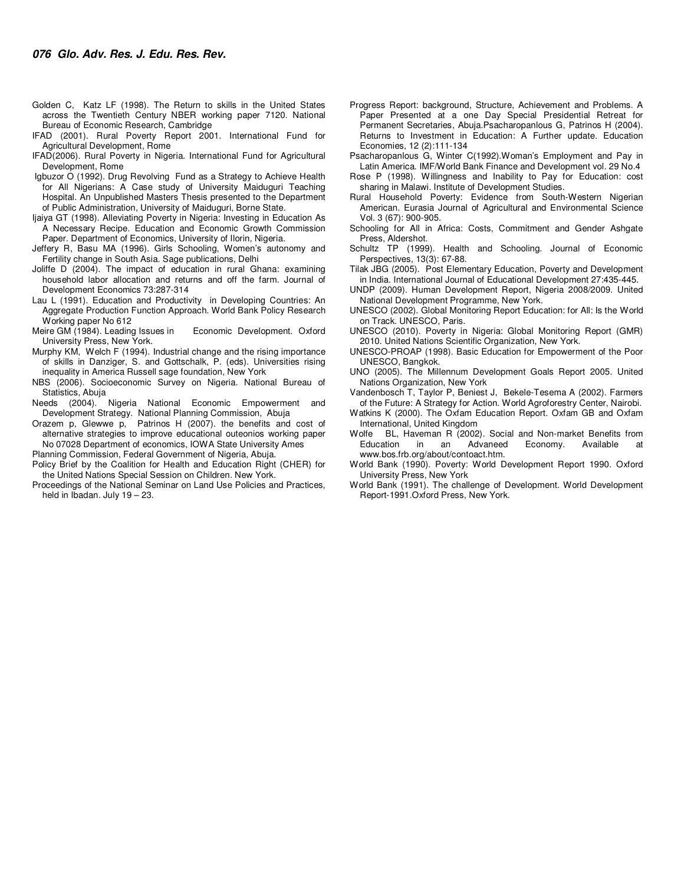Golden C, Katz LF (1998). The Return to skills in the United States across the Twentieth Century NBER working paper 7120. National Bureau of Economic Research, Cambridge

IFAD (2001). Rural Poverty Report 2001. International Fund for Agricultural Development, Rome

IFAD(2006). Rural Poverty in Nigeria. International Fund for Agricultural Development, Rome

Igbuzor O (1992). Drug Revolving Fund as a Strategy to Achieve Health for All Nigerians: A Case study of University Maiduguri Teaching Hospital. An Unpublished Masters Thesis presented to the Department of Public Administration, University of Maiduguri, Borne State.

Ijaiya GT (1998). Alleviating Poverty in Nigeria: Investing in Education As A Necessary Recipe. Education and Economic Growth Commission Paper. Department of Economics, University of Ilorin, Nigeria.

Jeffery R, Basu MA (1996). Girls Schooling, Women's autonomy and Fertility change in South Asia. Sage publications, Delhi

Joliffe D (2004). The impact of education in rural Ghana: examining household labor allocation and returns and off the farm. Journal of Development Economics 73:287-314

Lau L (1991). Education and Productivity in Developing Countries: An Aggregate Production Function Approach. World Bank Policy Research Working paper No 612

Meire GM (1984). Leading Issues in Economic Development. Oxford University Press, New York.

Murphy KM, Welch F (1994). Industrial change and the rising importance of skills in Danziger, S. and Gottschalk, P. (eds). Universities rising inequality in America Russell sage foundation, New York

NBS (2006). Socioeconomic Survey on Nigeria. National Bureau of Statistics, Abuja

Needs (2004). Nigeria National Economic Empowerment and Development Strategy. National Planning Commission, Abuja

Orazem p, Glewwe p, Patrinos H (2007). the benefits and cost of alternative strategies to improve educational outeonios working paper No 07028 Department of economics, IOWA State University Ames

Planning Commission, Federal Government of Nigeria, Abuja.

Policy Brief by the Coalition for Health and Education Right (CHER) for the United Nations Special Session on Children. New York.

Proceedings of the National Seminar on Land Use Policies and Practices, held in Ibadan. July 19 – 23.

Progress Report: background, Structure, Achievement and Problems. A Paper Presented at a one Day Special Presidential Retreat for Permanent Secretaries, Abuja.Psacharopanlous G, Patrinos H (2004). Returns to Investment in Education: A Further update. Education Economies, 12 (2):111-134

Psacharopanlous G, Winter C(1992).Woman's Employment and Pay in Latin America. IMF/World Bank Finance and Development vol. 29 No.4

Rose P (1998). Willingness and Inability to Pay for Education: cost sharing in Malawi. Institute of Development Studies.

Rural Household Poverty: Evidence from South-Western Nigerian American. Eurasia Journal of Agricultural and Environmental Science Vol. 3 (67): 900-905.

Schooling for All in Africa: Costs, Commitment and Gender Ashgate Press, Aldershot.

Schultz TP (1999). Health and Schooling. Journal of Economic Perspectives, 13(3): 67-88.

Tilak JBG (2005). Post Elementary Education, Poverty and Development in India. International Journal of Educational Development 27:435-445.

UNDP (2009). Human Development Report, Nigeria 2008/2009. United National Development Programme, New York.

UNESCO (2002). Global Monitoring Report Education: for All: Is the World on Track. UNESCO, Paris.

UNESCO (2010). Poverty in Nigeria: Global Monitoring Report (GMR) 2010. United Nations Scientific Organization, New York.

UNESCO-PROAP (1998). Basic Education for Empowerment of the Poor UNESCO, Bangkok.

UNO (2005). The Millennum Development Goals Report 2005. United Nations Organization, New York

Vandenbosch T, Taylor P, Beniest J, Bekele-Tesema A (2002). Farmers of the Future: A Strategy for Action. World Agroforestry Center, Nairobi.

Watkins K (2000). The Oxfam Education Report. Oxfam GB and Oxfam International, United Kingdom

Wolfe BL, Haveman R (2002). Social and Non-market Benefits from Education in an Advaneed Economy. Available at www.bos.frb.org/about/contoact.htm.

World Bank (1990). Poverty: World Development Report 1990. Oxford University Press, New York

World Bank (1991). The challenge of Development. World Development Report-1991.Oxford Press, New York.